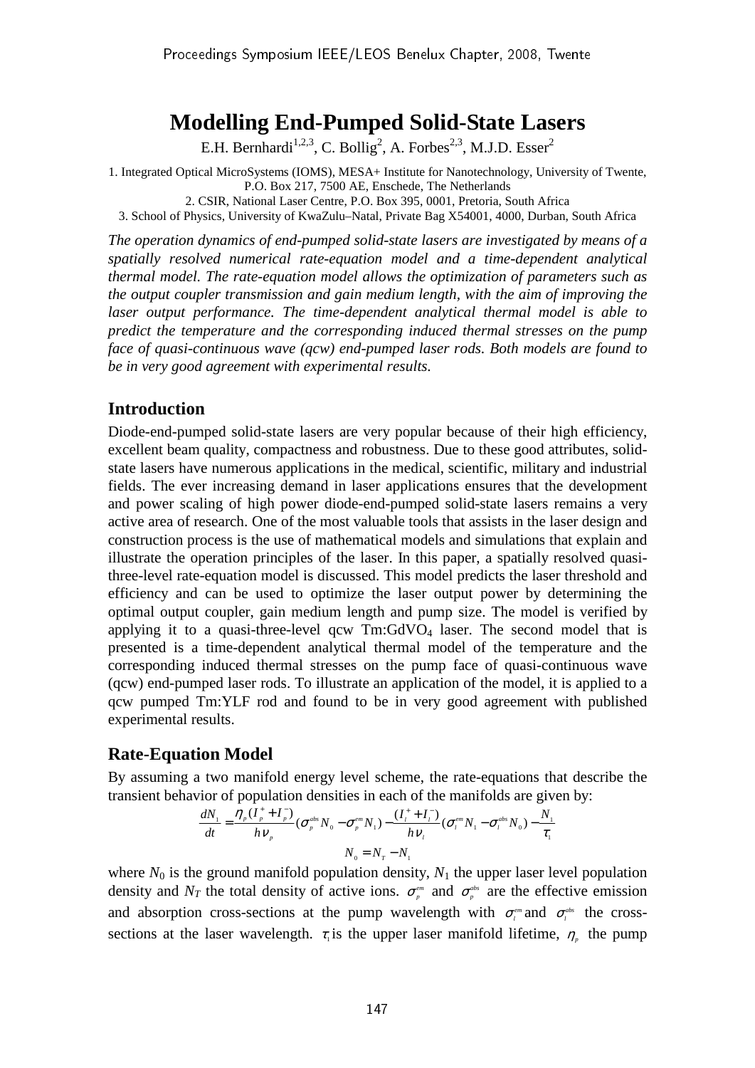# Modelling End-Pumped Solid-State Lasers

E.H. Bernhardi[1,2,3], C. Bollig[2], A. Forbes[2,3], M.J.D. Esser[2]

1. Integrated Optical MicroSystems (IOMS), MESA+ Institute for Nanotechnology, University of Twente, P.O. Box 217, 7500 AE, Enschede, The Netherlands
2. CSIR, National Laser Centre, P.O. Box 395, 0001, Pretoria, South Africa
3. School of Physics, University of KwaZulu–Natal, Private Bag X54001, 4000, Durban, South Africa

*The operation dynamics of end-pumped solid-state lasers are investigated by means of a spatially resolved numerical rate-equation model and a time-dependent analytical thermal model. The rate-equation model allows the optimization of parameters such as the output coupler transmission and gain medium length, with the aim of improving the laser output performance. The time-dependent analytical thermal model is able to predict the temperature and the corresponding induced thermal stresses on the pump face of quasi-continuous wave (qcw) end-pumped laser rods. Both models are found to be in very good agreement with experimental results.*

## Introduction

Diode-end-pumped solid-state lasers are very popular because of their high efficiency, excellent beam quality, compactness and robustness. Due to these good attributes, solid-state lasers have numerous applications in the medical, scientific, military and industrial fields. The ever increasing demand in laser applications ensures that the development and power scaling of high power diode-end-pumped solid-state lasers remains a very active area of research. One of the most valuable tools that assists in the laser design and construction process is the use of mathematical models and simulations that explain and illustrate the operation principles of the laser. In this paper, a spatially resolved quasi-three-level rate-equation model is discussed. This model predicts the laser threshold and efficiency and can be used to optimize the laser output power by determining the optimal output coupler, gain medium length and pump size. The model is verified by applying it to a quasi-three-level qcw Tm:GdVO$_4$ laser. The second model that is presented is a time-dependent analytical thermal model of the temperature and the corresponding induced thermal stresses on the pump face of quasi-continuous wave (qcw) end-pumped laser rods. To illustrate an application of the model, it is applied to a qcw pumped Tm:YLF rod and found to be in very good agreement with published experimental results.

## Rate-Equation Model

By assuming a two manifold energy level scheme, the rate-equations that describe the transient behavior of population densities in each of the manifolds are given by:

$$\frac{dN_1}{dt} = \frac{\eta_p (I_p^+ + I_p^-)}{h\nu_p}(\sigma_p^{abs} N_0 - \sigma_p^{em} N_1) - \frac{(I_l^+ + I_l^-)}{h\nu_l}(\sigma_l^{em} N_1 - \sigma_l^{abs} N_0) - \frac{N_1}{\tau_1}$$

$$N_0 = N_T - N_1$$

where $N_0$ is the ground manifold population density, $N_1$ the upper laser level population density and $N_T$ the total density of active ions. $\sigma_p^{em}$ and $\sigma_p^{abs}$ are the effective emission and absorption cross-sections at the pump wavelength with $\sigma_l^{em}$ and $\sigma_l^{abs}$ the cross-sections at the laser wavelength. $\tau_1$ is the upper laser manifold lifetime, $\eta_p$ the pump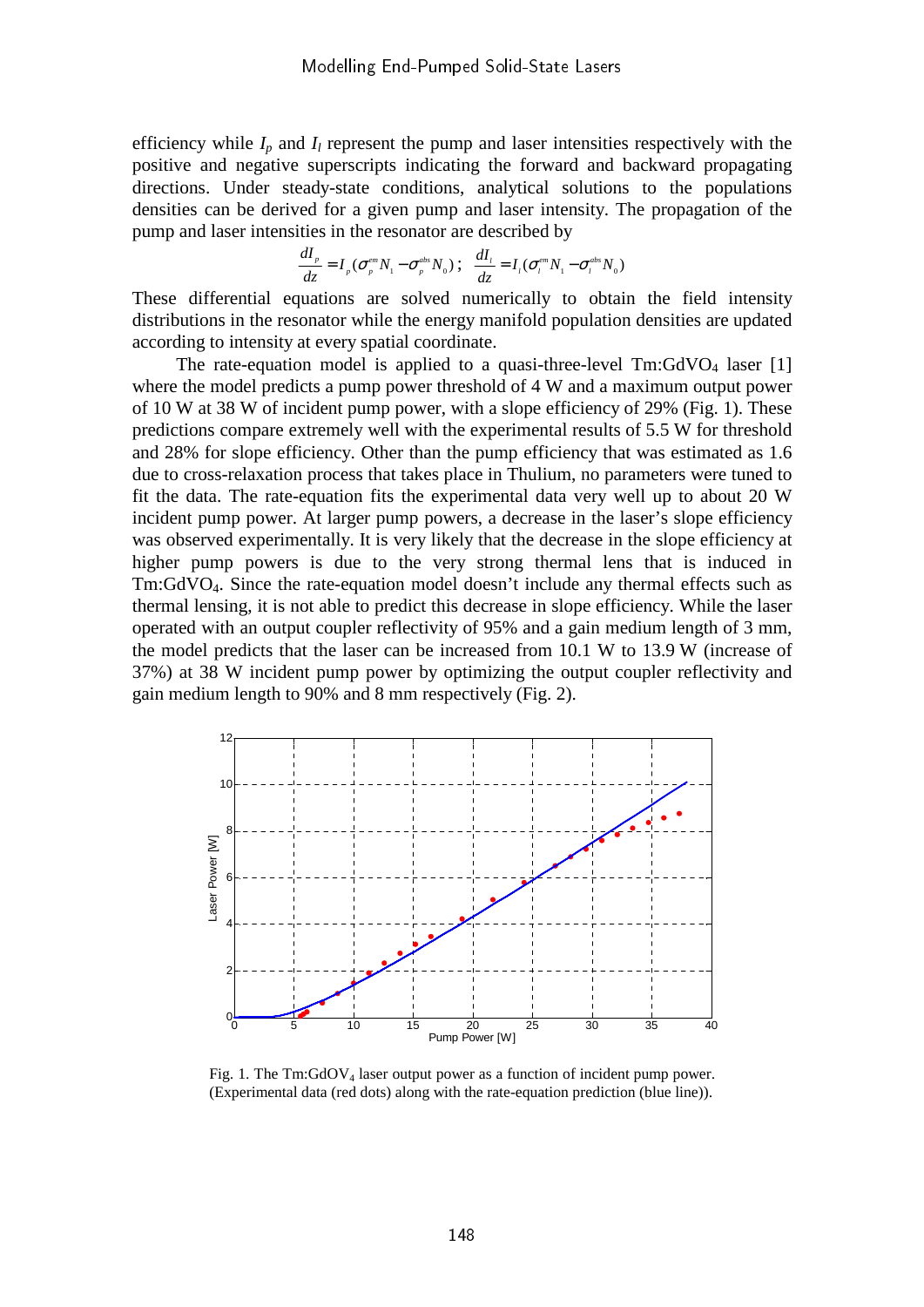efficiency while $I_p$ and $I_l$ represent the pump and laser intensities respectively with the positive and negative superscripts indicating the forward and backward propagating directions. Under steady-state conditions, analytical solutions to the populations densities can be derived for a given pump and laser intensity. The propagation of the pump and laser intensities in the resonator are described by

$$\frac{dI_p}{dz} = I_p(\sigma_p^{em} N_1 - \sigma_p^{abs} N_0)\,;\quad \frac{dI_l}{dz} = I_l(\sigma_l^{em} N_1 - \sigma_l^{abs} N_0)$$

These differential equations are solved numerically to obtain the field intensity distributions in the resonator while the energy manifold population densities are updated according to intensity at every spatial coordinate.

The rate-equation model is applied to a quasi-three-level Tm:$GdVO_4$ laser [1] where the model predicts a pump power threshold of 4 W and a maximum output power of 10 W at 38 W of incident pump power, with a slope efficiency of 29% (Fig. 1). These predictions compare extremely well with the experimental results of 5.5 W for threshold and 28% for slope efficiency. Other than the pump efficiency that was estimated as 1.6 due to cross-relaxation process that takes place in Thulium, no parameters were tuned to fit the data. The rate-equation fits the experimental data very well up to about 20 W incident pump power. At larger pump powers, a decrease in the laser's slope efficiency was observed experimentally. It is very likely that the decrease in the slope efficiency at higher pump powers is due to the very strong thermal lens that is induced in Tm:$GdVO_4$. Since the rate-equation model doesn't include any thermal effects such as thermal lensing, it is not able to predict this decrease in slope efficiency. While the laser operated with an output coupler reflectivity of 95% and a gain medium length of 3 mm, the model predicts that the laser can be increased from 10.1 W to 13.9 W (increase of 37%) at 38 W incident pump power by optimizing the output coupler reflectivity and gain medium length to 90% and 8 mm respectively (Fig. 2).

Fig. 1. The Tm:$GdOV_4$ laser output power as a function of incident pump power. (Experimental data (red dots) along with the rate-equation prediction (blue line)).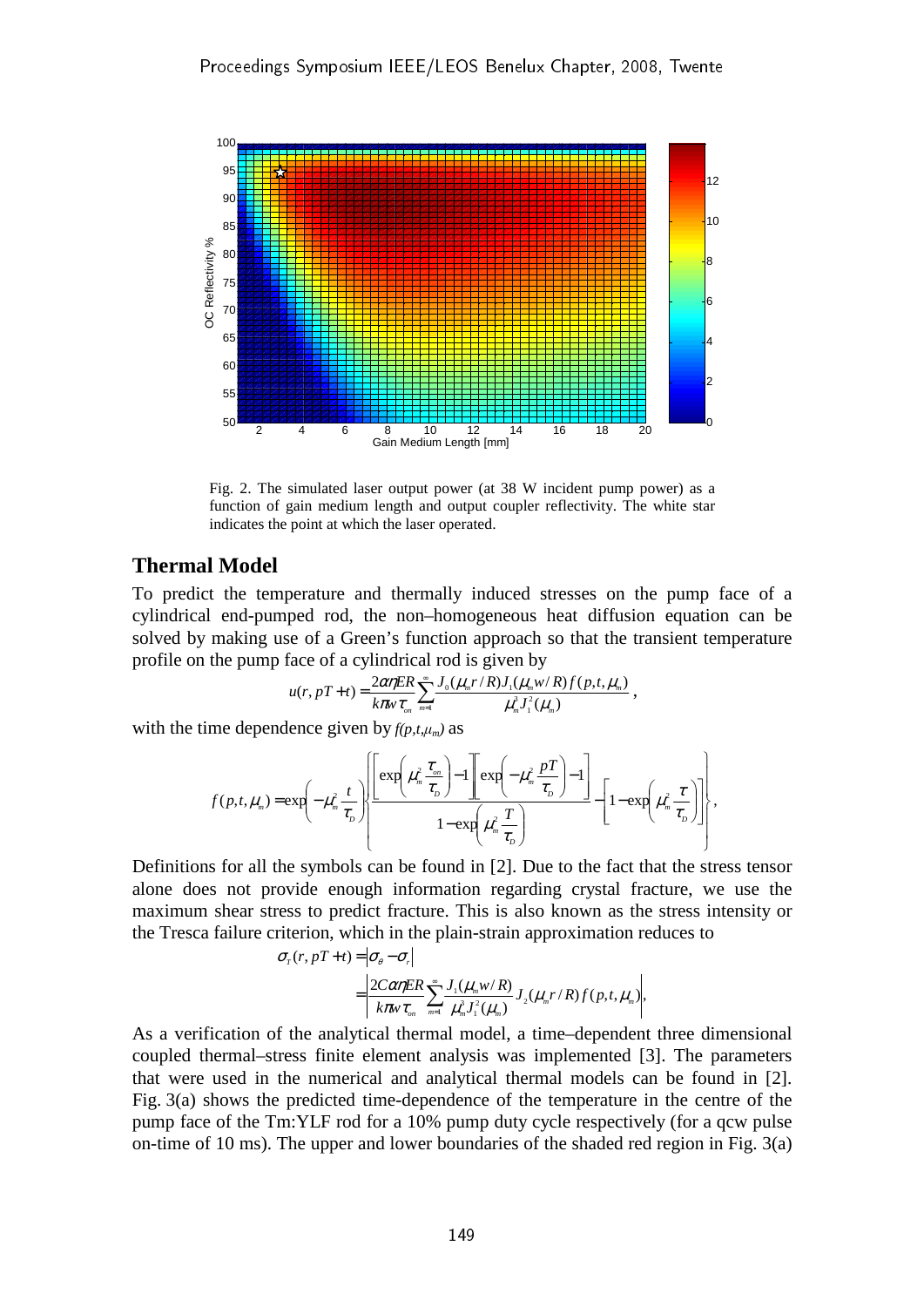Fig. 2. The simulated laser output power (at 38 W incident pump power) as a function of gain medium length and output coupler reflectivity. The white star indicates the point at which the laser operated.

## Thermal Model

To predict the temperature and thermally induced stresses on the pump face of a cylindrical end-pumped rod, the non–homogeneous heat diffusion equation can be solved by making use of a Green's function approach so that the transient temperature profile on the pump face of a cylindrical rod is given by

$$u(r, pT+t) = \frac{2\alpha\eta ER}{k\pi w \tau_{on}} \sum_{m=1}^{\infty} \frac{J_0(\mu_m r/R) J_1(\mu_m w/R) f(p,t,\mu_m)}{\mu_m^3 J_1^2(\mu_m)},$$

with the time dependence given by $f(p,t,\mu_m)$ as

$$f(p,t,\mu_m) = \exp\left(-\mu_m^2 \frac{t}{\tau_D}\right) \left\{ \frac{\left[\exp\left(\mu_m^2 \frac{\tau_{on}}{\tau_D}\right) - 1\right]\left[\exp\left(-\mu_m^2 \frac{pT}{\tau_D}\right) - 1\right]}{1 - \exp\left(\mu_m^2 \frac{T}{\tau_D}\right)} - \left[1 - \exp\left(\mu_m^2 \frac{\tau}{\tau_D}\right)\right] \right\},$$

Definitions for all the symbols can be found in [2]. Due to the fact that the stress tensor alone does not provide enough information regarding crystal fracture, we use the maximum shear stress to predict fracture. This is also known as the stress intensity or the Tresca failure criterion, which in the plain-strain approximation reduces to

$$\sigma_T(r, pT+t) = \left|\sigma_\theta - \sigma_r\right|$$
$$= \left| \frac{2C\alpha\eta ER}{k\pi w \tau_{on}} \sum_{m=1}^{\infty} \frac{J_1(\mu_m w/R)}{\mu_m^2 J_1^2(\mu_m)} J_2(\mu_m r/R) f(p,t,\mu_m) \right|,$$

As a verification of the analytical thermal model, a time–dependent three dimensional coupled thermal–stress finite element analysis was implemented [3]. The parameters that were used in the numerical and analytical thermal models can be found in [2]. Fig. 3(a) shows the predicted time-dependence of the temperature in the centre of the pump face of the Tm:YLF rod for a 10% pump duty cycle respectively (for a qcw pulse on-time of 10 ms). The upper and lower boundaries of the shaded red region in Fig. 3(a)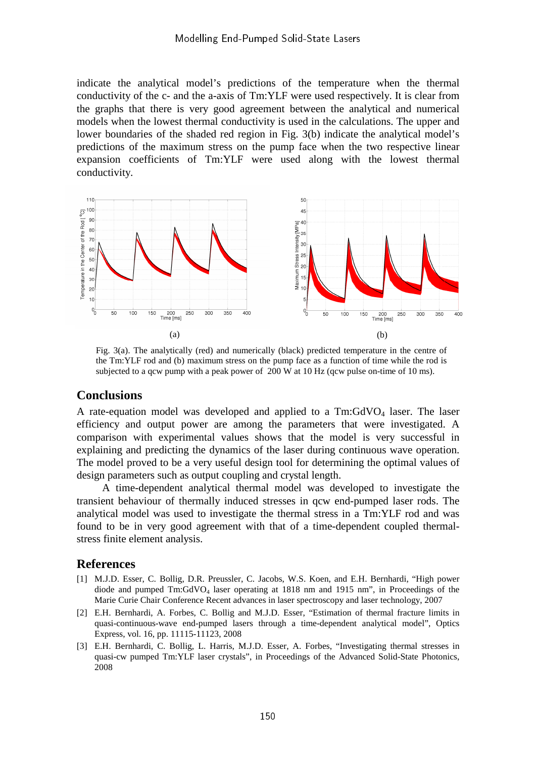indicate the analytical model's predictions of the temperature when the thermal conductivity of the c- and the a-axis of Tm:YLF were used respectively. It is clear from the graphs that there is very good agreement between the analytical and numerical models when the lowest thermal conductivity is used in the calculations. The upper and lower boundaries of the shaded red region in Fig. 3(b) indicate the analytical model's predictions of the maximum stress on the pump face when the two respective linear expansion coefficients of Tm:YLF were used along with the lowest thermal conductivity.

Temperature in the Center of the Rod [°C]
110
100
90
80
70
60
50
40
30
20
10
0
0 50 100 150 200 250 300 350 400
Time [ms]

(a)

Maximum Stress Intensity [MPa]
50
45
40
35
30
25
20
15
10
5
0
0 50 100 150 200 250 300 350 400
Time [ms]

(b)

Fig. 3(a). The analytically (red) and numerically (black) predicted temperature in the centre of the Tm:YLF rod and (b) maximum stress on the pump face as a function of time while the rod is subjected to a qcw pump with a peak power of 200 W at 10 Hz (qcw pulse on-time of 10 ms).

## Conclusions

A rate-equation model was developed and applied to a Tm:$GdVO_4$ laser. The laser efficiency and output power are among the parameters that were investigated. A comparison with experimental values shows that the model is very successful in explaining and predicting the dynamics of the laser during continuous wave operation. The model proved to be a very useful design tool for determining the optimal values of design parameters such as output coupling and crystal length.

A time-dependent analytical thermal model was developed to investigate the transient behaviour of thermally induced stresses in qcw end-pumped laser rods. The analytical model was used to investigate the thermal stress in a Tm:YLF rod and was found to be in very good agreement with that of a time-dependent coupled thermal-stress finite element analysis.

## References

[1] M.J.D. Esser, C. Bollig, D.R. Preussler, C. Jacobs, W.S. Koen, and E.H. Bernhardi, "High power diode and pumped Tm:$GdVO_4$ laser operating at 1818 nm and 1915 nm", in Proceedings of the Marie Curie Chair Conference Recent advances in laser spectroscopy and laser technology, 2007

[2] E.H. Bernhardi, A. Forbes, C. Bollig and M.J.D. Esser, "Estimation of thermal fracture limits in quasi-continuous-wave end-pumped lasers through a time-dependent analytical model", Optics Express, vol. 16, pp. 11115-11123, 2008

[3] E.H. Bernhardi, C. Bollig, L. Harris, M.J.D. Esser, A. Forbes, "Investigating thermal stresses in quasi-cw pumped Tm:YLF laser crystals", in Proceedings of the Advanced Solid-State Photonics, 2008